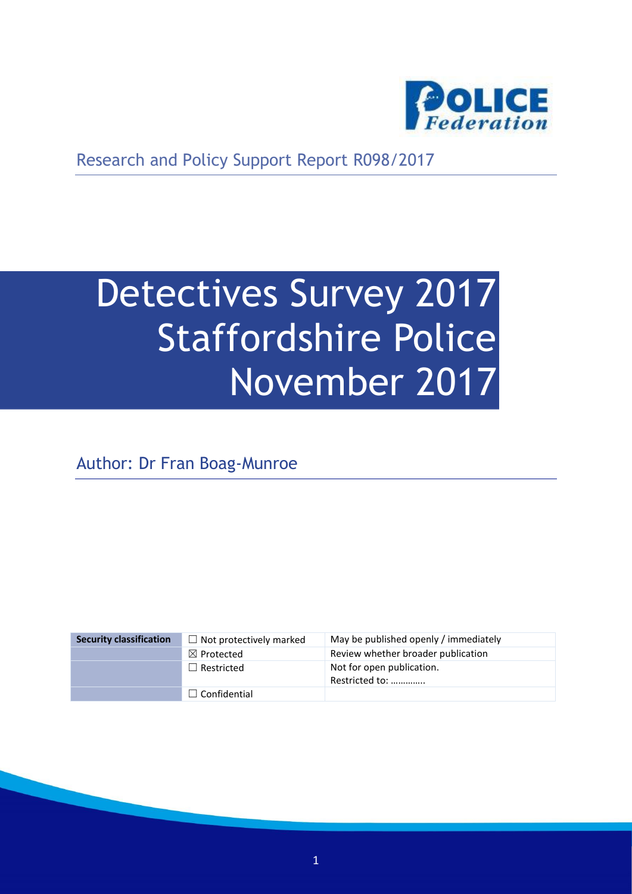Research and Policy Support Report R098/2017

# Detectives Survey 2017 Staffordshire Police November 2017

Author: Dr Fran Boag-Munroe

| Security classification | ☐ Not protectively marked | May be published openly / immediately |
|---|---|---|
| | ☒ Protected | Review whether broader publication |
| | ☐ Restricted | Not for open publication. Restricted to: ………….. |
| | ☐ Confidential | |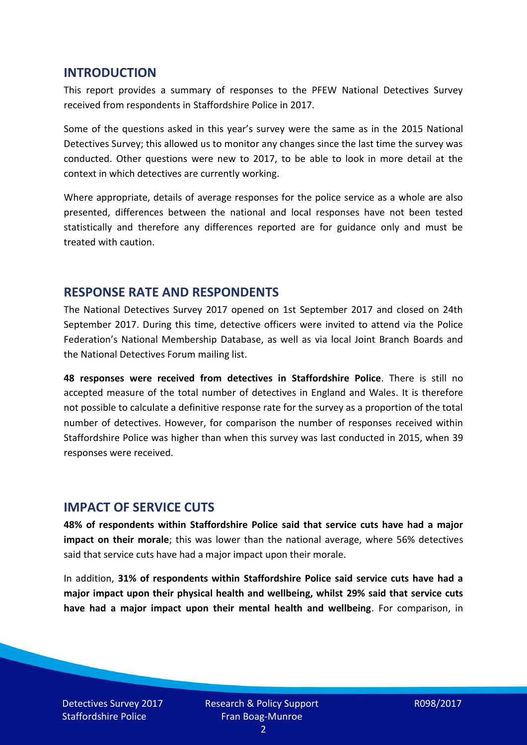## INTRODUCTION

This report provides a summary of responses to the PFEW National Detectives Survey received from respondents in Staffordshire Police in 2017.

Some of the questions asked in this year's survey were the same as in the 2015 National Detectives Survey; this allowed us to monitor any changes since the last time the survey was conducted. Other questions were new to 2017, to be able to look in more detail at the context in which detectives are currently working.

Where appropriate, details of average responses for the police service as a whole are also presented, differences between the national and local responses have not been tested statistically and therefore any differences reported are for guidance only and must be treated with caution.

## RESPONSE RATE AND RESPONDENTS

The National Detectives Survey 2017 opened on 1st September 2017 and closed on 24th September 2017. During this time, detective officers were invited to attend via the Police Federation's National Membership Database, as well as via local Joint Branch Boards and the National Detectives Forum mailing list.

**48 responses were received from detectives in Staffordshire Police**. There is still no accepted measure of the total number of detectives in England and Wales. It is therefore not possible to calculate a definitive response rate for the survey as a proportion of the total number of detectives. However, for comparison the number of responses received within Staffordshire Police was higher than when this survey was last conducted in 2015, when 39 responses were received.

## IMPACT OF SERVICE CUTS

**48% of respondents within Staffordshire Police said that service cuts have had a major impact on their morale**; this was lower than the national average, where 56% detectives said that service cuts have had a major impact upon their morale.

In addition, **31% of respondents within Staffordshire Police said service cuts have had a major impact upon their physical health and wellbeing, whilst 29% said that service cuts have had a major impact upon their mental health and wellbeing**. For comparison, in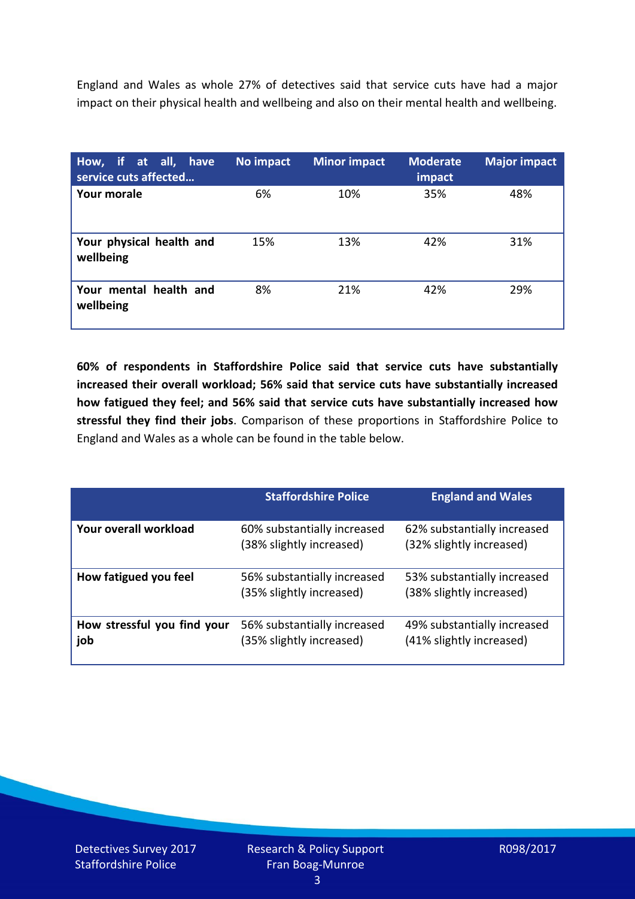England and Wales as whole 27% of detectives said that service cuts have had a major impact on their physical health and wellbeing and also on their mental health and wellbeing.

| How, if at all, have service cuts affected… | No impact | Minor impact | Moderate impact | Major impact |
|---|---|---|---|---|
| **Your morale** | 6% | 10% | 35% | 48% |
| **Your physical health and wellbeing** | 15% | 13% | 42% | 31% |
| **Your mental health and wellbeing** | 8% | 21% | 42% | 29% |

**60% of respondents in Staffordshire Police said that service cuts have substantially increased their overall workload; 56% said that service cuts have substantially increased how fatigued they feel; and 56% said that service cuts have substantially increased how stressful they find their jobs**. Comparison of these proportions in Staffordshire Police to England and Wales as a whole can be found in the table below.

| | Staffordshire Police | England and Wales |
|---|---|---|
| **Your overall workload** | 60% substantially increased (38% slightly increased) | 62% substantially increased (32% slightly increased) |
| **How fatigued you feel** | 56% substantially increased (35% slightly increased) | 53% substantially increased (38% slightly increased) |
| **How stressful you find your job** | 56% substantially increased (35% slightly increased) | 49% substantially increased (41% slightly increased) |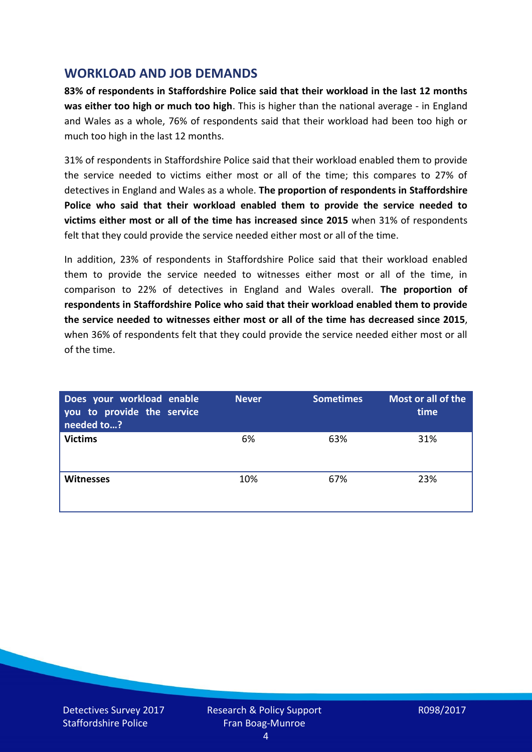## WORKLOAD AND JOB DEMANDS

**83% of respondents in Staffordshire Police said that their workload in the last 12 months was either too high or much too high**. This is higher than the national average - in England and Wales as a whole, 76% of respondents said that their workload had been too high or much too high in the last 12 months.

31% of respondents in Staffordshire Police said that their workload enabled them to provide the service needed to victims either most or all of the time; this compares to 27% of detectives in England and Wales as a whole. **The proportion of respondents in Staffordshire Police who said that their workload enabled them to provide the service needed to victims either most or all of the time has increased since 2015** when 31% of respondents felt that they could provide the service needed either most or all of the time.

In addition, 23% of respondents in Staffordshire Police said that their workload enabled them to provide the service needed to witnesses either most or all of the time, in comparison to 22% of detectives in England and Wales overall. **The proportion of respondents in Staffordshire Police who said that their workload enabled them to provide the service needed to witnesses either most or all of the time has decreased since 2015**, when 36% of respondents felt that they could provide the service needed either most or all of the time.

| Does your workload enable you to provide the service needed to…? | Never | Sometimes | Most or all of the time |
|---|---|---|---|
| **Victims** | 6% | 63% | 31% |
| **Witnesses** | 10% | 67% | 23% |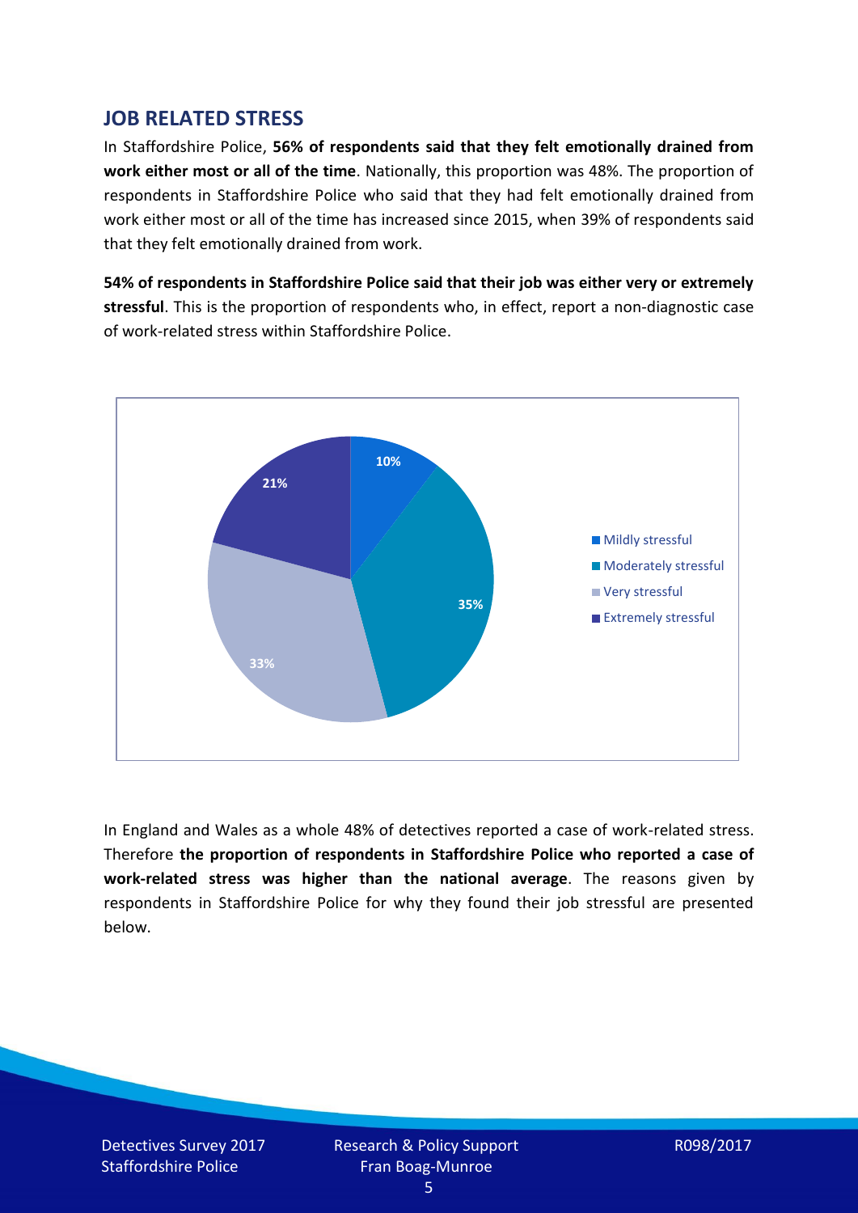## JOB RELATED STRESS

In Staffordshire Police, **56% of respondents said that they felt emotionally drained from work either most or all of the time**. Nationally, this proportion was 48%. The proportion of respondents in Staffordshire Police who said that they had felt emotionally drained from work either most or all of the time has increased since 2015, when 39% of respondents said that they felt emotionally drained from work.

**54% of respondents in Staffordshire Police said that their job was either very or extremely stressful**. This is the proportion of respondents who, in effect, report a non-diagnostic case of work-related stress within Staffordshire Police.

In England and Wales as a whole 48% of detectives reported a case of work-related stress. Therefore **the proportion of respondents in Staffordshire Police who reported a case of work-related stress was higher than the national average**. The reasons given by respondents in Staffordshire Police for why they found their job stressful are presented below.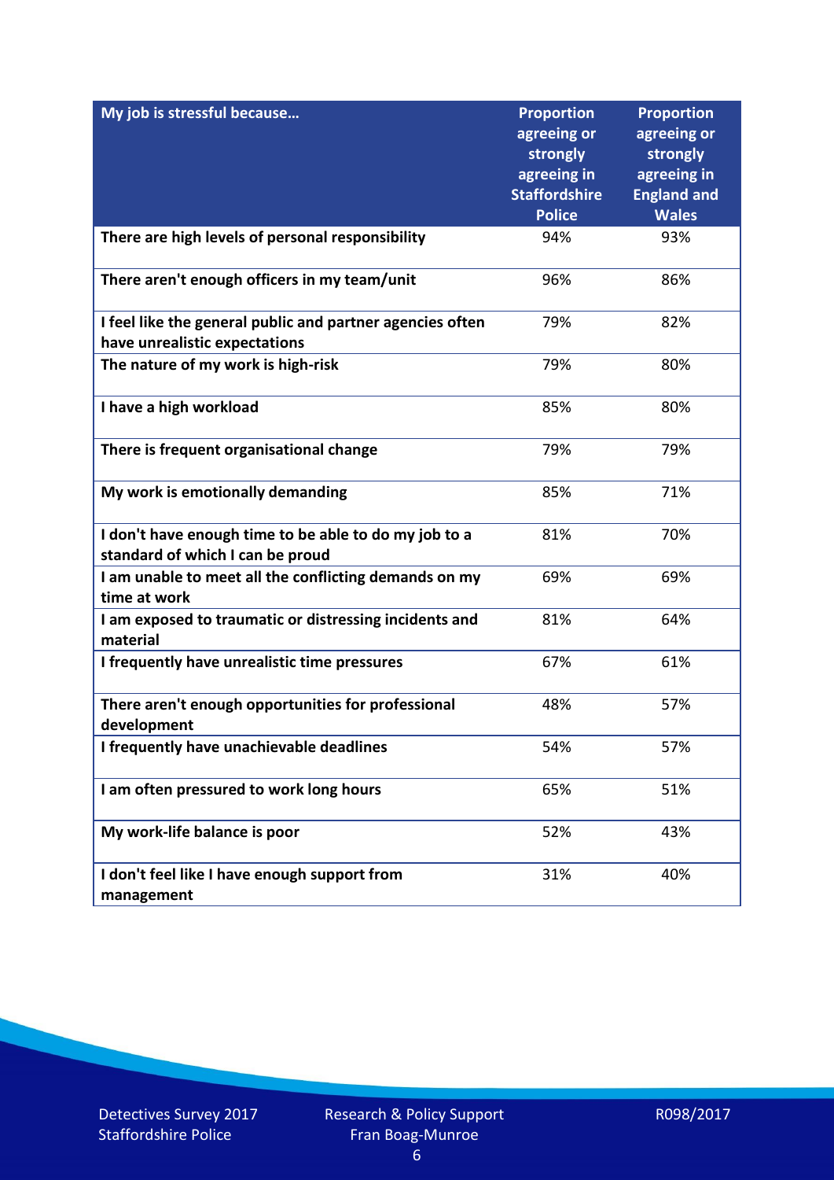| My job is stressful because… | Proportion agreeing or strongly agreeing in Staffordshire Police | Proportion agreeing or strongly agreeing in England and Wales |
|---|---|---|
| There are high levels of personal responsibility | 94% | 93% |
| There aren't enough officers in my team/unit | 96% | 86% |
| I feel like the general public and partner agencies often have unrealistic expectations | 79% | 82% |
| The nature of my work is high-risk | 79% | 80% |
| I have a high workload | 85% | 80% |
| There is frequent organisational change | 79% | 79% |
| My work is emotionally demanding | 85% | 71% |
| I don't have enough time to be able to do my job to a standard of which I can be proud | 81% | 70% |
| I am unable to meet all the conflicting demands on my time at work | 69% | 69% |
| I am exposed to traumatic or distressing incidents and material | 81% | 64% |
| I frequently have unrealistic time pressures | 67% | 61% |
| There aren't enough opportunities for professional development | 48% | 57% |
| I frequently have unachievable deadlines | 54% | 57% |
| I am often pressured to work long hours | 65% | 51% |
| My work-life balance is poor | 52% | 43% |
| I don't feel like I have enough support from management | 31% | 40% |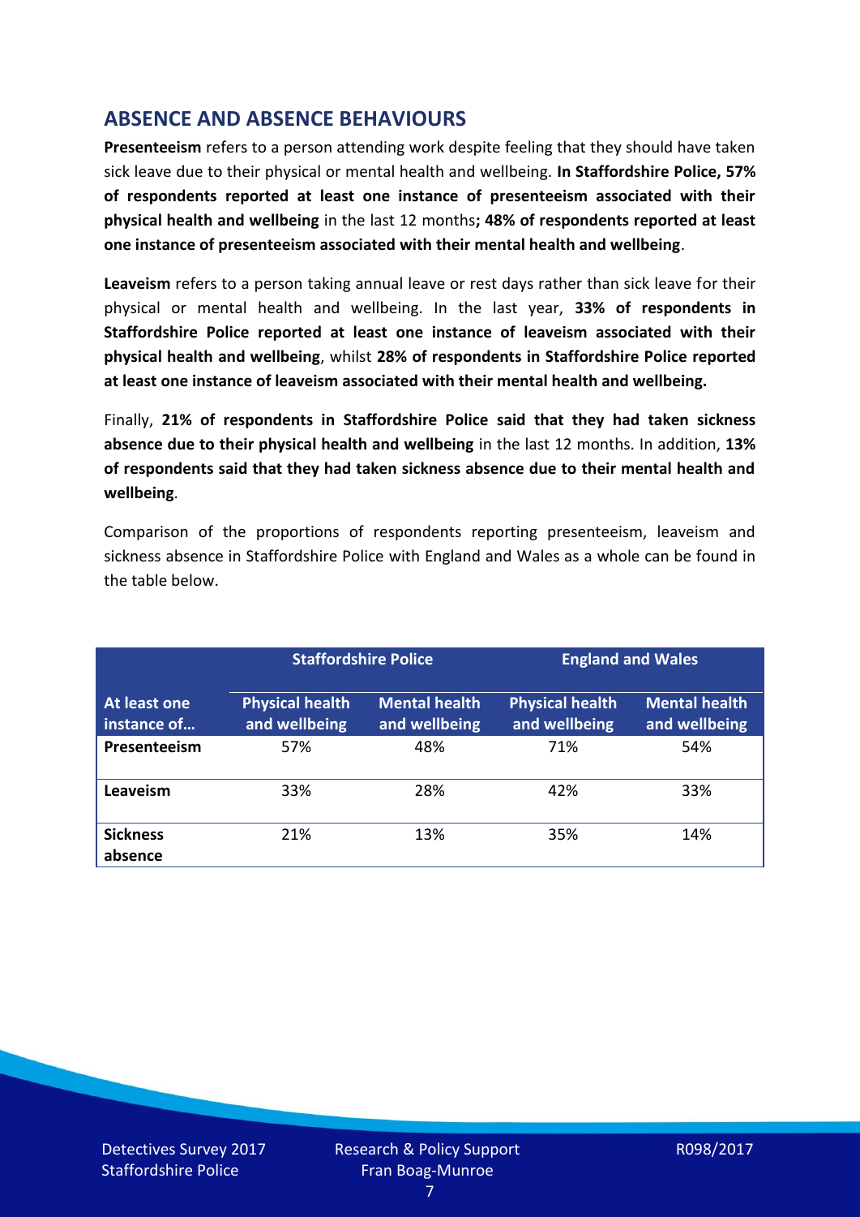## ABSENCE AND ABSENCE BEHAVIOURS

**Presenteeism** refers to a person attending work despite feeling that they should have taken sick leave due to their physical or mental health and wellbeing. **In Staffordshire Police, 57% of respondents reported at least one instance of presenteeism associated with their physical health and wellbeing** in the last 12 months**; 48% of respondents reported at least one instance of presenteeism associated with their mental health and wellbeing**.

**Leaveism** refers to a person taking annual leave or rest days rather than sick leave for their physical or mental health and wellbeing. In the last year, **33% of respondents in Staffordshire Police reported at least one instance of leaveism associated with their physical health and wellbeing**, whilst **28% of respondents in Staffordshire Police reported at least one instance of leaveism associated with their mental health and wellbeing.**

Finally, **21% of respondents in Staffordshire Police said that they had taken sickness absence due to their physical health and wellbeing** in the last 12 months. In addition, **13% of respondents said that they had taken sickness absence due to their mental health and wellbeing**.

Comparison of the proportions of respondents reporting presenteeism, leaveism and sickness absence in Staffordshire Police with England and Wales as a whole can be found in the table below.

| | Staffordshire Police | | England and Wales | |
|---|---|---|---|---|
| **At least one instance of…** | **Physical health and wellbeing** | **Mental health and wellbeing** | **Physical health and wellbeing** | **Mental health and wellbeing** |
| **Presenteeism** | 57% | 48% | 71% | 54% |
| **Leaveism** | 33% | 28% | 42% | 33% |
| **Sickness absence** | 21% | 13% | 35% | 14% |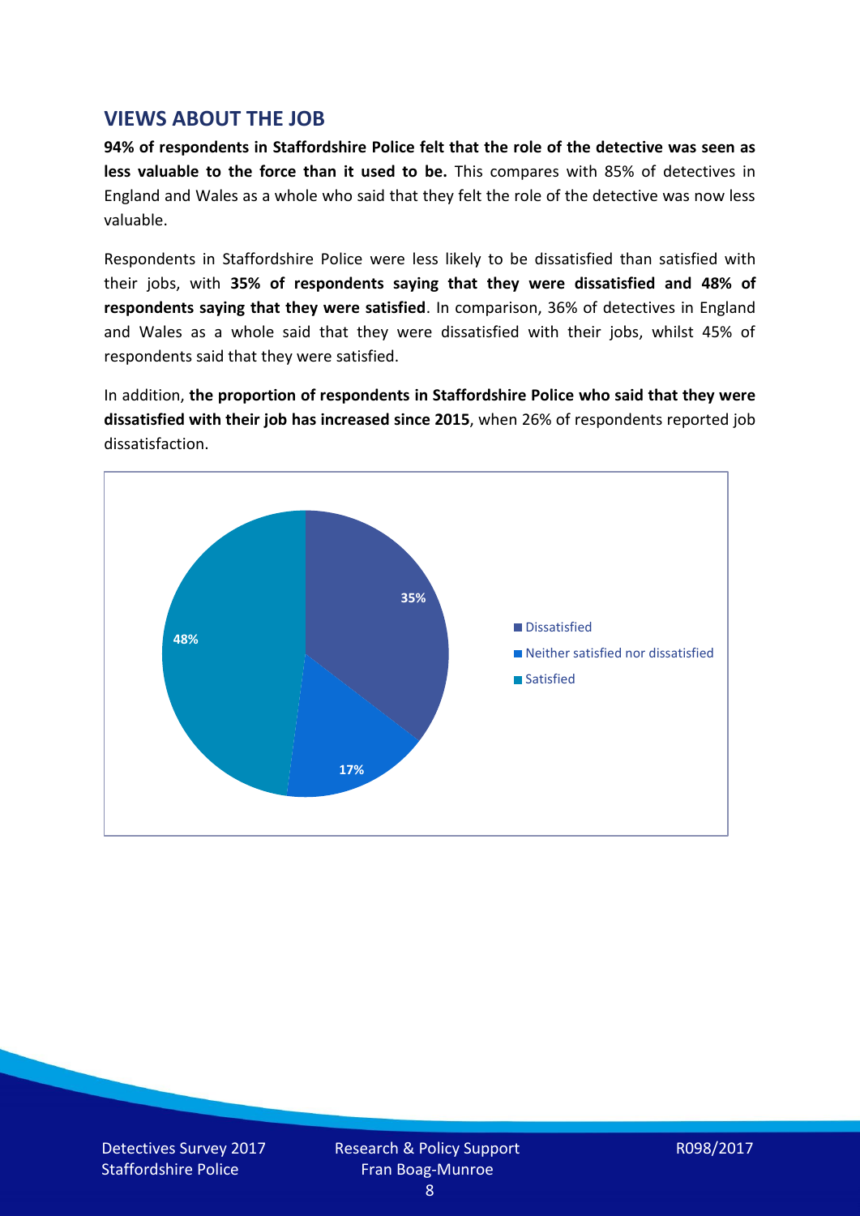## VIEWS ABOUT THE JOB

**94% of respondents in Staffordshire Police felt that the role of the detective was seen as less valuable to the force than it used to be.** This compares with 85% of detectives in England and Wales as a whole who said that they felt the role of the detective was now less valuable.

Respondents in Staffordshire Police were less likely to be dissatisfied than satisfied with their jobs, with **35% of respondents saying that they were dissatisfied and 48% of respondents saying that they were satisfied**. In comparison, 36% of detectives in England and Wales as a whole said that they were dissatisfied with their jobs, whilst 45% of respondents said that they were satisfied.

In addition, **the proportion of respondents in Staffordshire Police who said that they were dissatisfied with their job has increased since 2015**, when 26% of respondents reported job dissatisfaction.

| Response | % |
|---|---|
| Dissatisfied | 35% |
| Neither satisfied nor dissatisfied | 17% |
| Satisfied | 48% |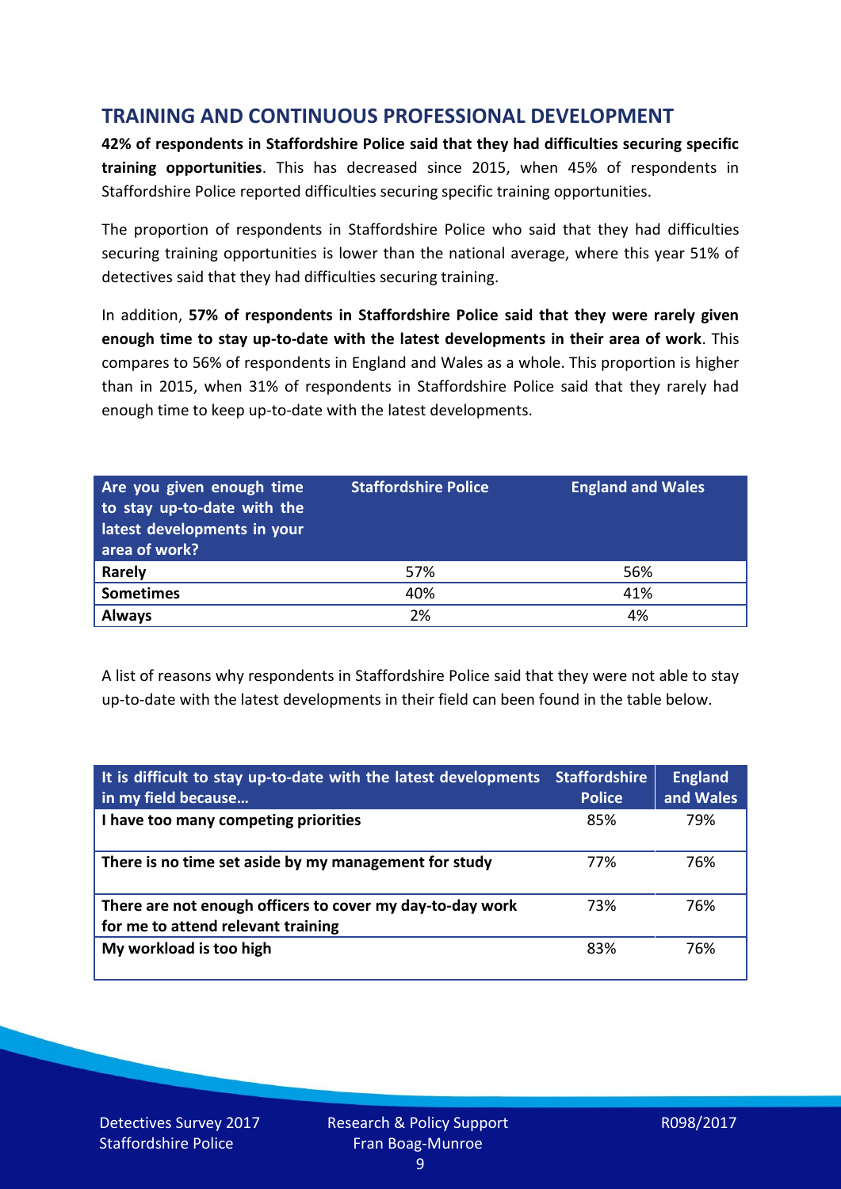## TRAINING AND CONTINUOUS PROFESSIONAL DEVELOPMENT

**42% of respondents in Staffordshire Police said that they had difficulties securing specific training opportunities**. This has decreased since 2015, when 45% of respondents in Staffordshire Police reported difficulties securing specific training opportunities.

The proportion of respondents in Staffordshire Police who said that they had difficulties securing training opportunities is lower than the national average, where this year 51% of detectives said that they had difficulties securing training.

In addition, **57% of respondents in Staffordshire Police said that they were rarely given enough time to stay up-to-date with the latest developments in their area of work**. This compares to 56% of respondents in England and Wales as a whole. This proportion is higher than in 2015, when 31% of respondents in Staffordshire Police said that they rarely had enough time to keep up-to-date with the latest developments.

| Are you given enough time to stay up-to-date with the latest developments in your area of work? | Staffordshire Police | England and Wales |
|---|---|---|
| **Rarely** | 57% | 56% |
| **Sometimes** | 40% | 41% |
| **Always** | 2% | 4% |

A list of reasons why respondents in Staffordshire Police said that they were not able to stay up-to-date with the latest developments in their field can been found in the table below.

| It is difficult to stay up-to-date with the latest developments in my field because… | Staffordshire Police | England and Wales |
|---|---|---|
| **I have too many competing priorities** | 85% | 79% |
| **There is no time set aside by my management for study** | 77% | 76% |
| **There are not enough officers to cover my day-to-day work for me to attend relevant training** | 73% | 76% |
| **My workload is too high** | 83% | 76% |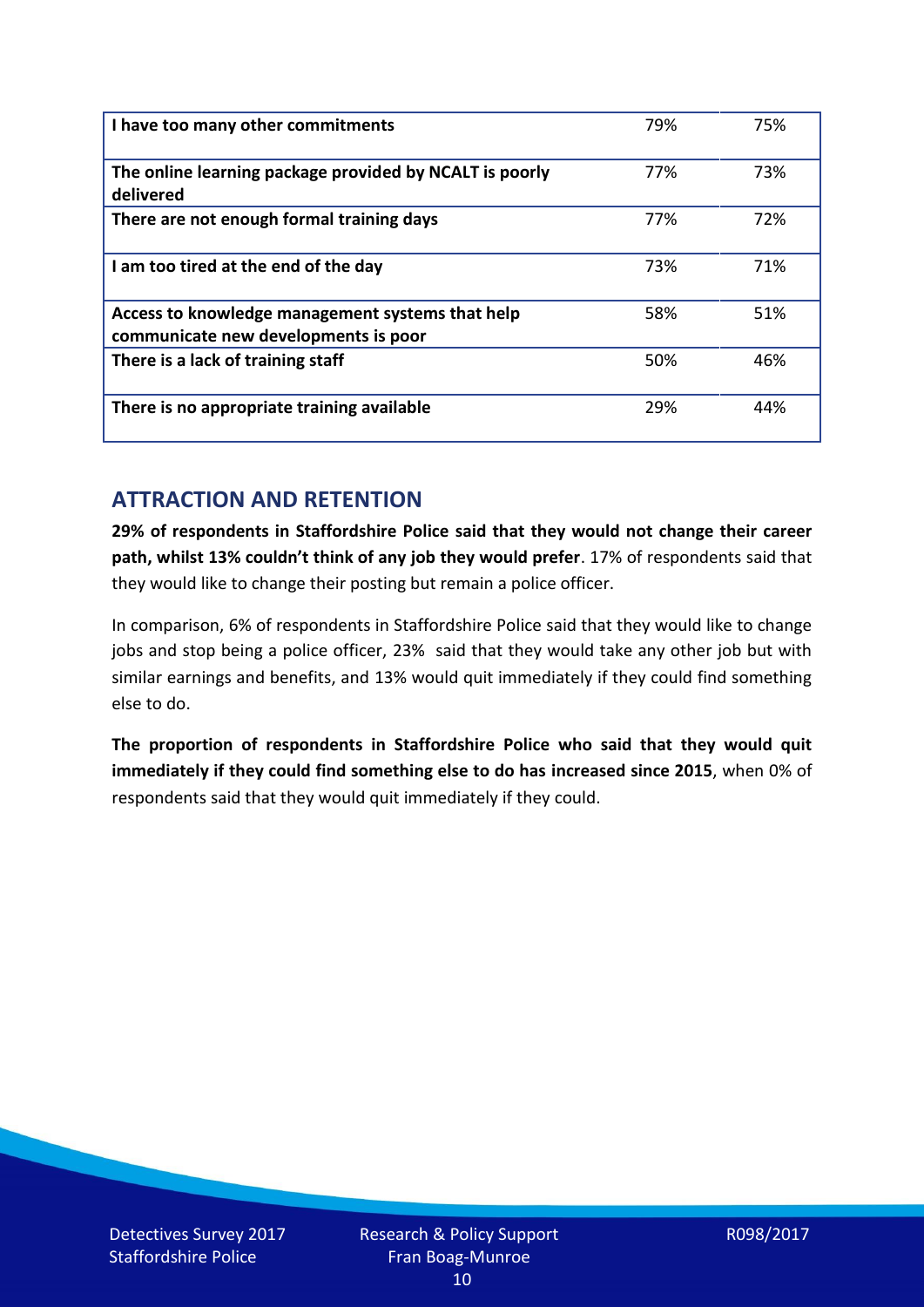| I have too many other commitments | 79% | 75% |
|---|---|---|
| The online learning package provided by NCALT is poorly delivered | 77% | 73% |
| There are not enough formal training days | 77% | 72% |
| I am too tired at the end of the day | 73% | 71% |
| Access to knowledge management systems that help communicate new developments is poor | 58% | 51% |
| There is a lack of training staff | 50% | 46% |
| There is no appropriate training available | 29% | 44% |

## ATTRACTION AND RETENTION

**29% of respondents in Staffordshire Police said that they would not change their career path, whilst 13% couldn't think of any job they would prefer**. 17% of respondents said that they would like to change their posting but remain a police officer.

In comparison, 6% of respondents in Staffordshire Police said that they would like to change jobs and stop being a police officer, 23% said that they would take any other job but with similar earnings and benefits, and 13% would quit immediately if they could find something else to do.

**The proportion of respondents in Staffordshire Police who said that they would quit immediately if they could find something else to do has increased since 2015**, when 0% of respondents said that they would quit immediately if they could.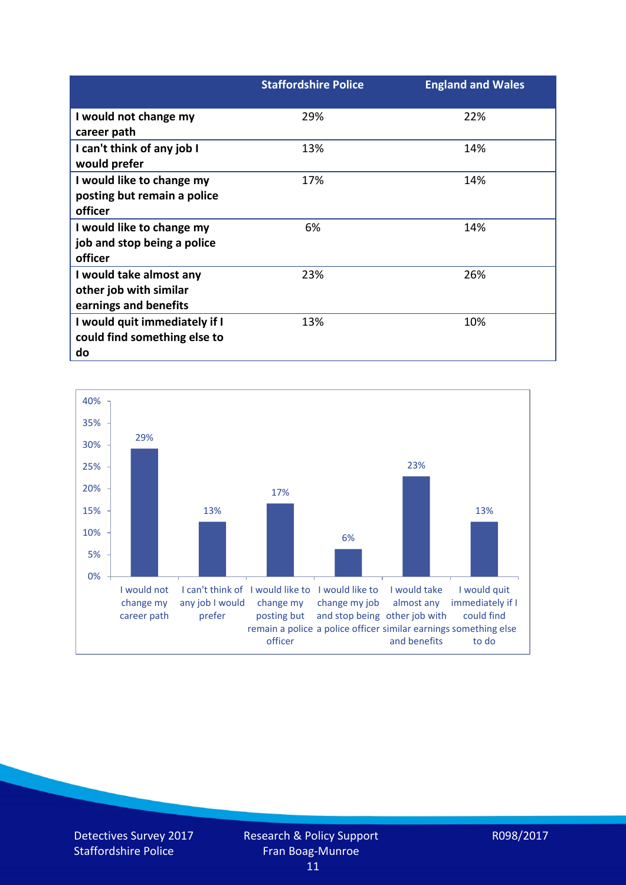| | Staffordshire Police | England and Wales |
|---|---|---|
| **I would not change my career path** | 29% | 22% |
| **I can't think of any job I would prefer** | 13% | 14% |
| **I would like to change my posting but remain a police officer** | 17% | 14% |
| **I would like to change my job and stop being a police officer** | 6% | 14% |
| **I would take almost any other job with similar earnings and benefits** | 23% | 26% |
| **I would quit immediately if I could find something else to do** | 13% | 10% |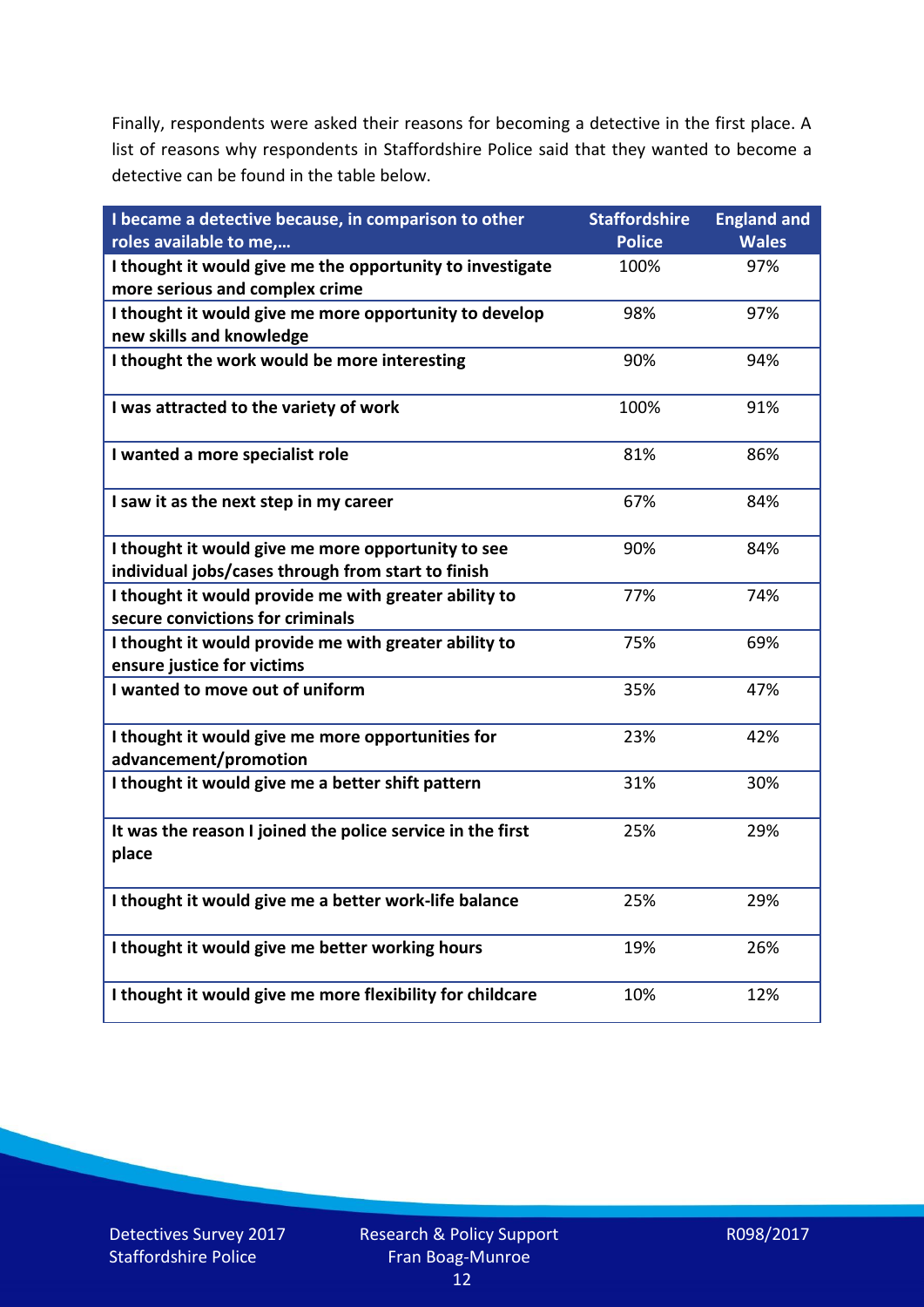Finally, respondents were asked their reasons for becoming a detective in the first place. A list of reasons why respondents in Staffordshire Police said that they wanted to become a detective can be found in the table below.

| I became a detective because, in comparison to other roles available to me,… | Staffordshire Police | England and Wales |
|---|---|---|
| I thought it would give me the opportunity to investigate more serious and complex crime | 100% | 97% |
| I thought it would give me more opportunity to develop new skills and knowledge | 98% | 97% |
| I thought the work would be more interesting | 90% | 94% |
| I was attracted to the variety of work | 100% | 91% |
| I wanted a more specialist role | 81% | 86% |
| I saw it as the next step in my career | 67% | 84% |
| I thought it would give me more opportunity to see individual jobs/cases through from start to finish | 90% | 84% |
| I thought it would provide me with greater ability to secure convictions for criminals | 77% | 74% |
| I thought it would provide me with greater ability to ensure justice for victims | 75% | 69% |
| I wanted to move out of uniform | 35% | 47% |
| I thought it would give me more opportunities for advancement/promotion | 23% | 42% |
| I thought it would give me a better shift pattern | 31% | 30% |
| It was the reason I joined the police service in the first place | 25% | 29% |
| I thought it would give me a better work-life balance | 25% | 29% |
| I thought it would give me better working hours | 19% | 26% |
| I thought it would give me more flexibility for childcare | 10% | 12% |